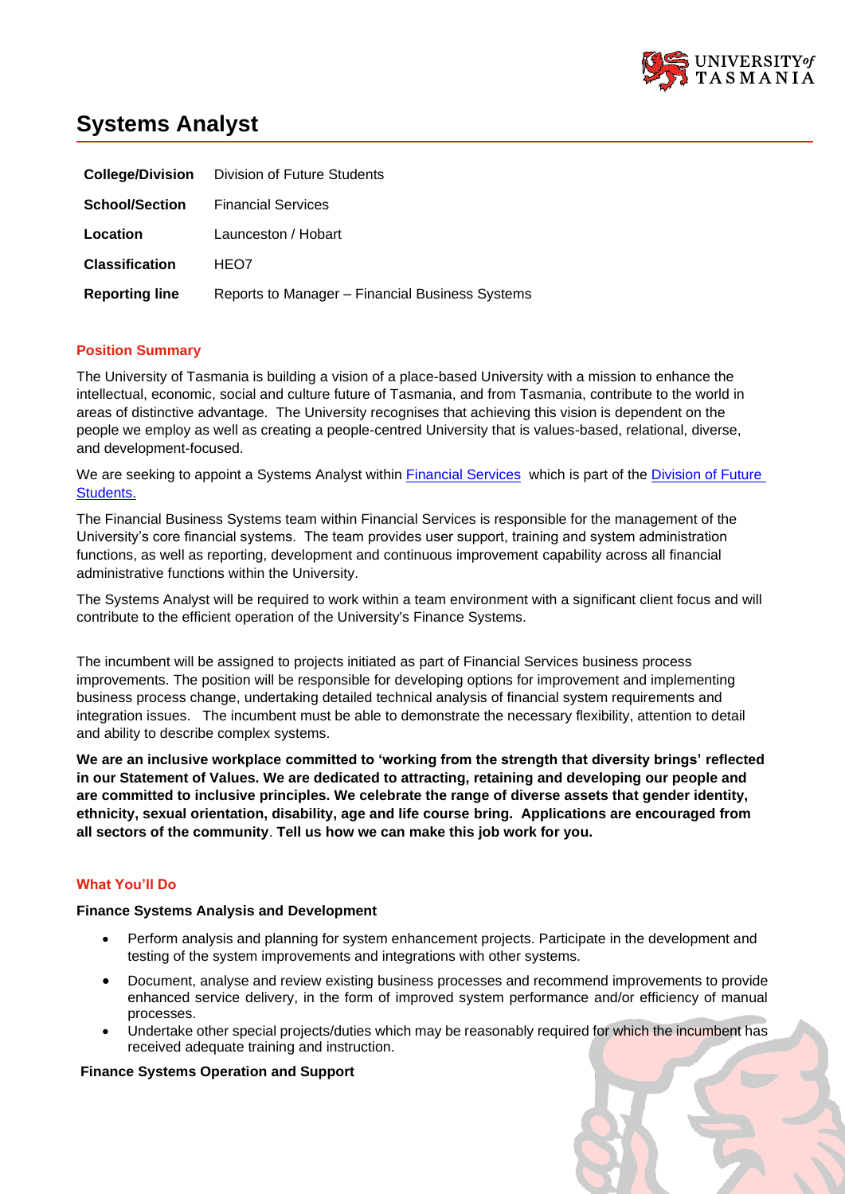# Systems Analyst

| | |
|---|---|
| **College/Division** | Division of Future Students |
| **School/Section** | Financial Services |
| **Location** | Launceston / Hobart |
| **Classification** | HEO7 |
| **Reporting line** | Reports to Manager – Financial Business Systems |

## Position Summary

The University of Tasmania is building a vision of a place-based University with a mission to enhance the intellectual, economic, social and culture future of Tasmania, and from Tasmania, contribute to the world in areas of distinctive advantage. The University recognises that achieving this vision is dependent on the people we employ as well as creating a people-centred University that is values-based, relational, diverse, and development-focused.

We are seeking to appoint a Systems Analyst within Financial Services which is part of the Division of Future Students.

The Financial Business Systems team within Financial Services is responsible for the management of the University's core financial systems. The team provides user support, training and system administration functions, as well as reporting, development and continuous improvement capability across all financial administrative functions within the University.

The Systems Analyst will be required to work within a team environment with a significant client focus and will contribute to the efficient operation of the University's Finance Systems.

The incumbent will be assigned to projects initiated as part of Financial Services business process improvements. The position will be responsible for developing options for improvement and implementing business process change, undertaking detailed technical analysis of financial system requirements and integration issues. The incumbent must be able to demonstrate the necessary flexibility, attention to detail and ability to describe complex systems.

**We are an inclusive workplace committed to 'working from the strength that diversity brings' reflected in our Statement of Values. We are dedicated to attracting, retaining and developing our people and are committed to inclusive principles. We celebrate the range of diverse assets that gender identity, ethnicity, sexual orientation, disability, age and life course bring. Applications are encouraged from all sectors of the community**. **Tell us how we can make this job work for you.**

## What You'll Do

### Finance Systems Analysis and Development

- Perform analysis and planning for system enhancement projects. Participate in the development and testing of the system improvements and integrations with other systems.
- Document, analyse and review existing business processes and recommend improvements to provide enhanced service delivery, in the form of improved system performance and/or efficiency of manual processes.
- Undertake other special projects/duties which may be reasonably required for which the incumbent has received adequate training and instruction.

### Finance Systems Operation and Support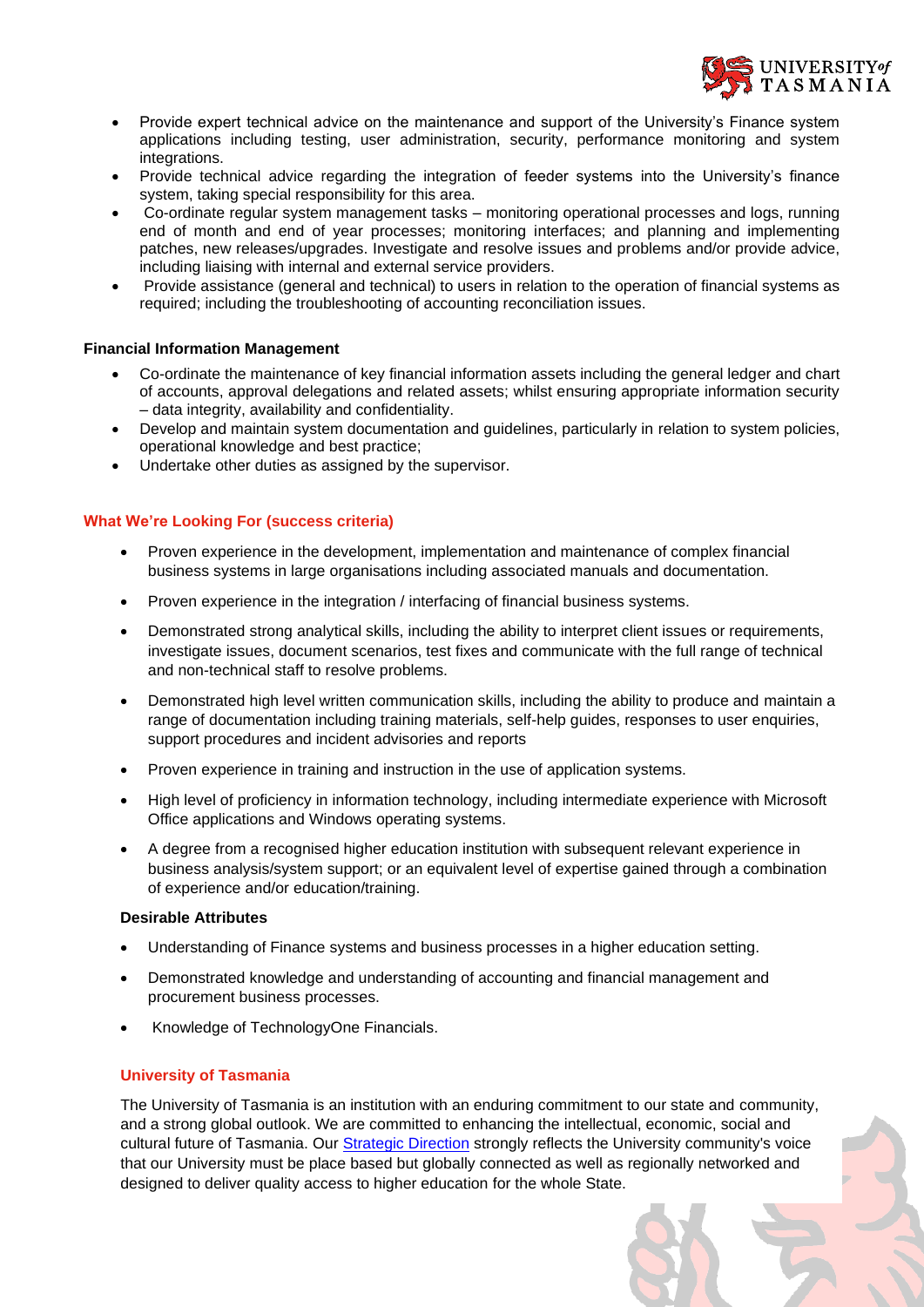- Provide expert technical advice on the maintenance and support of the University's Finance system applications including testing, user administration, security, performance monitoring and system integrations.
- Provide technical advice regarding the integration of feeder systems into the University's finance system, taking special responsibility for this area.
- Co-ordinate regular system management tasks – monitoring operational processes and logs, running end of month and end of year processes; monitoring interfaces; and planning and implementing patches, new releases/upgrades. Investigate and resolve issues and problems and/or provide advice, including liaising with internal and external service providers.
- Provide assistance (general and technical) to users in relation to the operation of financial systems as required; including the troubleshooting of accounting reconciliation issues.

**Financial Information Management**

- Co-ordinate the maintenance of key financial information assets including the general ledger and chart of accounts, approval delegations and related assets; whilst ensuring appropriate information security – data integrity, availability and confidentiality.
- Develop and maintain system documentation and guidelines, particularly in relation to system policies, operational knowledge and best practice;
- Undertake other duties as assigned by the supervisor.

### What We're Looking For (success criteria)

- Proven experience in the development, implementation and maintenance of complex financial business systems in large organisations including associated manuals and documentation.
- Proven experience in the integration / interfacing of financial business systems.
- Demonstrated strong analytical skills, including the ability to interpret client issues or requirements, investigate issues, document scenarios, test fixes and communicate with the full range of technical and non-technical staff to resolve problems.
- Demonstrated high level written communication skills, including the ability to produce and maintain a range of documentation including training materials, self-help guides, responses to user enquiries, support procedures and incident advisories and reports
- Proven experience in training and instruction in the use of application systems.
- High level of proficiency in information technology, including intermediate experience with Microsoft Office applications and Windows operating systems.
- A degree from a recognised higher education institution with subsequent relevant experience in business analysis/system support; or an equivalent level of expertise gained through a combination of experience and/or education/training.

**Desirable Attributes**

- Understanding of Finance systems and business processes in a higher education setting.
- Demonstrated knowledge and understanding of accounting and financial management and procurement business processes.
- Knowledge of TechnologyOne Financials.

### University of Tasmania

The University of Tasmania is an institution with an enduring commitment to our state and community, and a strong global outlook. We are committed to enhancing the intellectual, economic, social and cultural future of Tasmania. Our Strategic Direction strongly reflects the University community's voice that our University must be place based but globally connected as well as regionally networked and designed to deliver quality access to higher education for the whole State.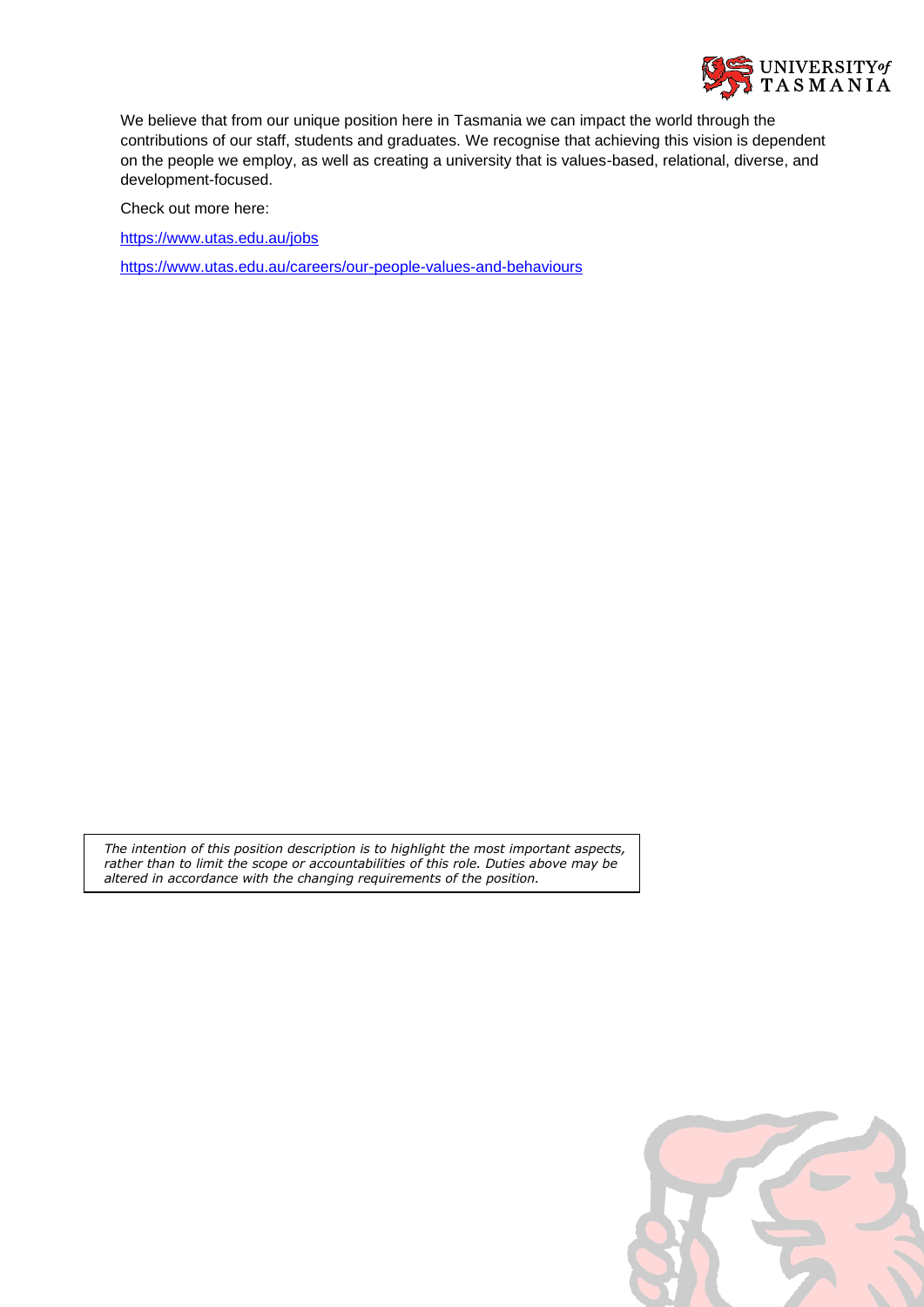We believe that from our unique position here in Tasmania we can impact the world through the contributions of our staff, students and graduates. We recognise that achieving this vision is dependent on the people we employ, as well as creating a university that is values-based, relational, diverse, and development-focused.

Check out more here:

https://www.utas.edu.au/jobs

https://www.utas.edu.au/careers/our-people-values-and-behaviours

*The intention of this position description is to highlight the most important aspects, rather than to limit the scope or accountabilities of this role. Duties above may be altered in accordance with the changing requirements of the position.*